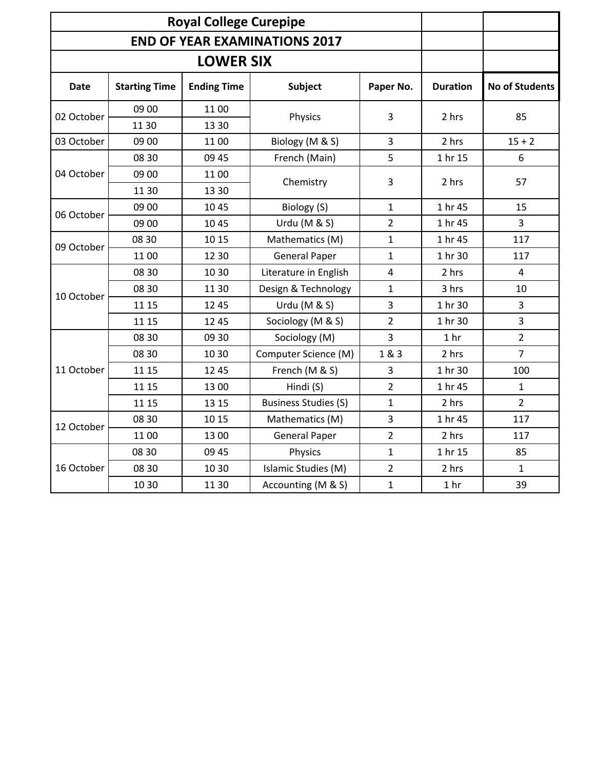# Royal College Curepipe

## END OF YEAR EXAMINATIONS 2017

## LOWER SIX

| Date | Starting Time | Ending Time | Subject | Paper No. | Duration | No of Students |
|---|---|---|---|---|---|---|
| 02 October | 09 00 | 11 00 | Physics | 3 | 2 hrs | 85 |
| | 11 30 | 13 30 | | | | |
| 03 October | 09 00 | 11 00 | Biology (M & S) | 3 | 2 hrs | 15 + 2 |
| 04 October | 08 30 | 09 45 | French (Main) | 5 | 1 hr 15 | 6 |
| | 09 00 | 11 00 | Chemistry | 3 | 2 hrs | 57 |
| | 11 30 | 13 30 | | | | |
| 06 October | 09 00 | 10 45 | Biology (S) | 1 | 1 hr 45 | 15 |
| | 09 00 | 10 45 | Urdu (M & S) | 2 | 1 hr 45 | 3 |
| 09 October | 08 30 | 10 15 | Mathematics (M) | 1 | 1 hr 45 | 117 |
| | 11 00 | 12 30 | General Paper | 1 | 1 hr 30 | 117 |
| 10 October | 08 30 | 10 30 | Literature in English | 4 | 2 hrs | 4 |
| | 08 30 | 11 30 | Design & Technology | 1 | 3 hrs | 10 |
| | 11 15 | 12 45 | Urdu (M & S) | 3 | 1 hr 30 | 3 |
| | 11 15 | 12 45 | Sociology (M & S) | 2 | 1 hr 30 | 3 |
| 11 October | 08 30 | 09 30 | Sociology (M) | 3 | 1 hr | 2 |
| | 08 30 | 10 30 | Computer Science (M) | 1 & 3 | 2 hrs | 7 |
| | 11 15 | 12 45 | French (M & S) | 3 | 1 hr 30 | 100 |
| | 11 15 | 13 00 | Hindi (S) | 2 | 1 hr 45 | 1 |
| | 11 15 | 13 15 | Business Studies (S) | 1 | 2 hrs | 2 |
| 12 October | 08 30 | 10 15 | Mathematics (M) | 3 | 1 hr 45 | 117 |
| | 11 00 | 13 00 | General Paper | 2 | 2 hrs | 117 |
| 16 October | 08 30 | 09 45 | Physics | 1 | 1 hr 15 | 85 |
| | 08 30 | 10 30 | Islamic Studies (M) | 2 | 2 hrs | 1 |
| | 10 30 | 11 30 | Accounting (M & S) | 1 | 1 hr | 39 |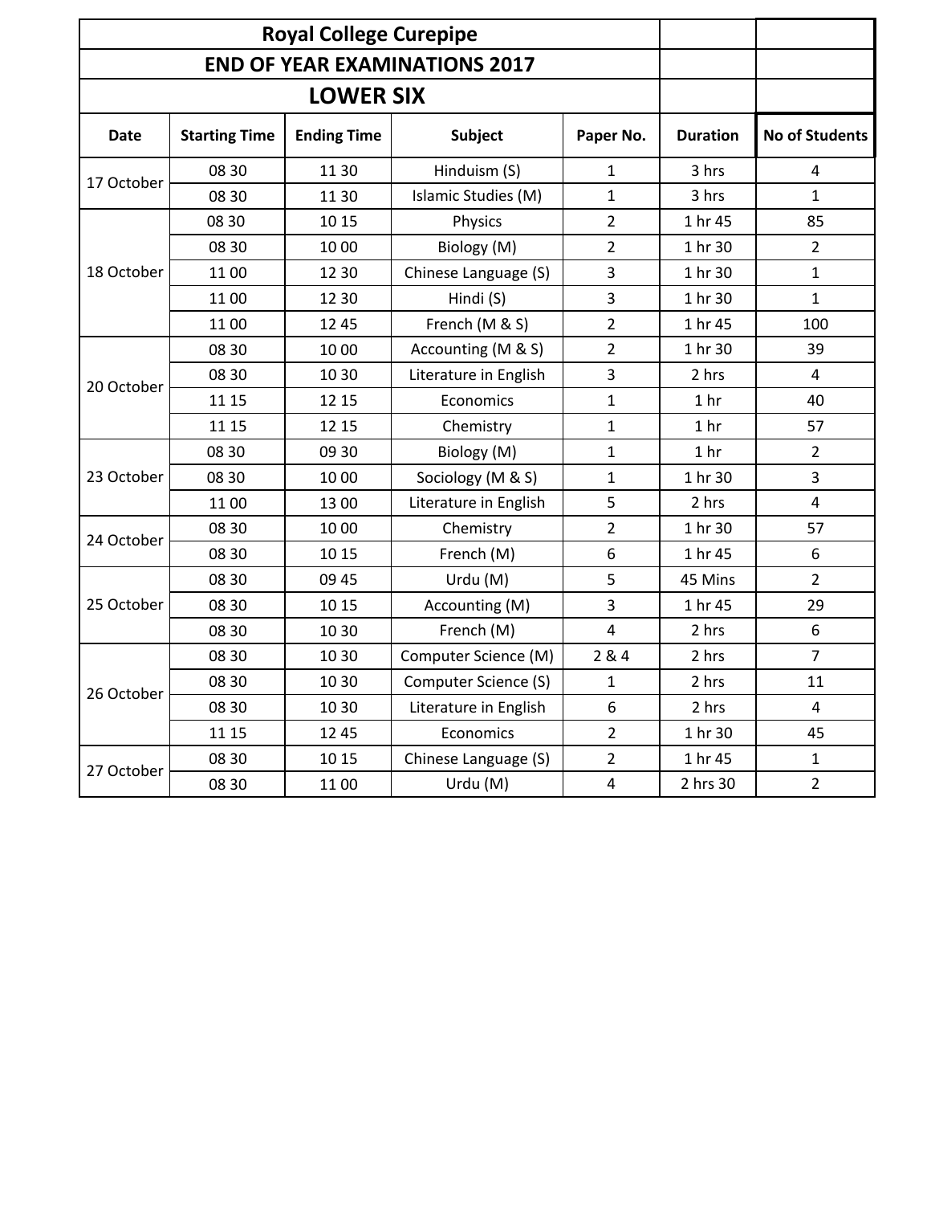# Royal College Curepipe

## END OF YEAR EXAMINATIONS 2017

## LOWER SIX

| Date | Starting Time | Ending Time | Subject | Paper No. | Duration | No of Students |
|---|---|---|---|---|---|---|
| 17 October | 08 30 | 11 30 | Hinduism (S) | 1 | 3 hrs | 4 |
| | 08 30 | 11 30 | Islamic Studies (M) | 1 | 3 hrs | 1 |
| 18 October | 08 30 | 10 15 | Physics | 2 | 1 hr 45 | 85 |
| | 08 30 | 10 00 | Biology (M) | 2 | 1 hr 30 | 2 |
| | 11 00 | 12 30 | Chinese Language (S) | 3 | 1 hr 30 | 1 |
| | 11 00 | 12 30 | Hindi (S) | 3 | 1 hr 30 | 1 |
| | 11 00 | 12 45 | French (M & S) | 2 | 1 hr 45 | 100 |
| 20 October | 08 30 | 10 00 | Accounting (M & S) | 2 | 1 hr 30 | 39 |
| | 08 30 | 10 30 | Literature in English | 3 | 2 hrs | 4 |
| | 11 15 | 12 15 | Economics | 1 | 1 hr | 40 |
| | 11 15 | 12 15 | Chemistry | 1 | 1 hr | 57 |
| 23 October | 08 30 | 09 30 | Biology (M) | 1 | 1 hr | 2 |
| | 08 30 | 10 00 | Sociology (M & S) | 1 | 1 hr 30 | 3 |
| | 11 00 | 13 00 | Literature in English | 5 | 2 hrs | 4 |
| 24 October | 08 30 | 10 00 | Chemistry | 2 | 1 hr 30 | 57 |
| | 08 30 | 10 15 | French (M) | 6 | 1 hr 45 | 6 |
| 25 October | 08 30 | 09 45 | Urdu (M) | 5 | 45 Mins | 2 |
| | 08 30 | 10 15 | Accounting (M) | 3 | 1 hr 45 | 29 |
| | 08 30 | 10 30 | French (M) | 4 | 2 hrs | 6 |
| 26 October | 08 30 | 10 30 | Computer Science (M) | 2 & 4 | 2 hrs | 7 |
| | 08 30 | 10 30 | Computer Science (S) | 1 | 2 hrs | 11 |
| | 08 30 | 10 30 | Literature in English | 6 | 2 hrs | 4 |
| | 11 15 | 12 45 | Economics | 2 | 1 hr 30 | 45 |
| 27 October | 08 30 | 10 15 | Chinese Language (S) | 2 | 1 hr 45 | 1 |
| | 08 30 | 11 00 | Urdu (M) | 4 | 2 hrs 30 | 2 |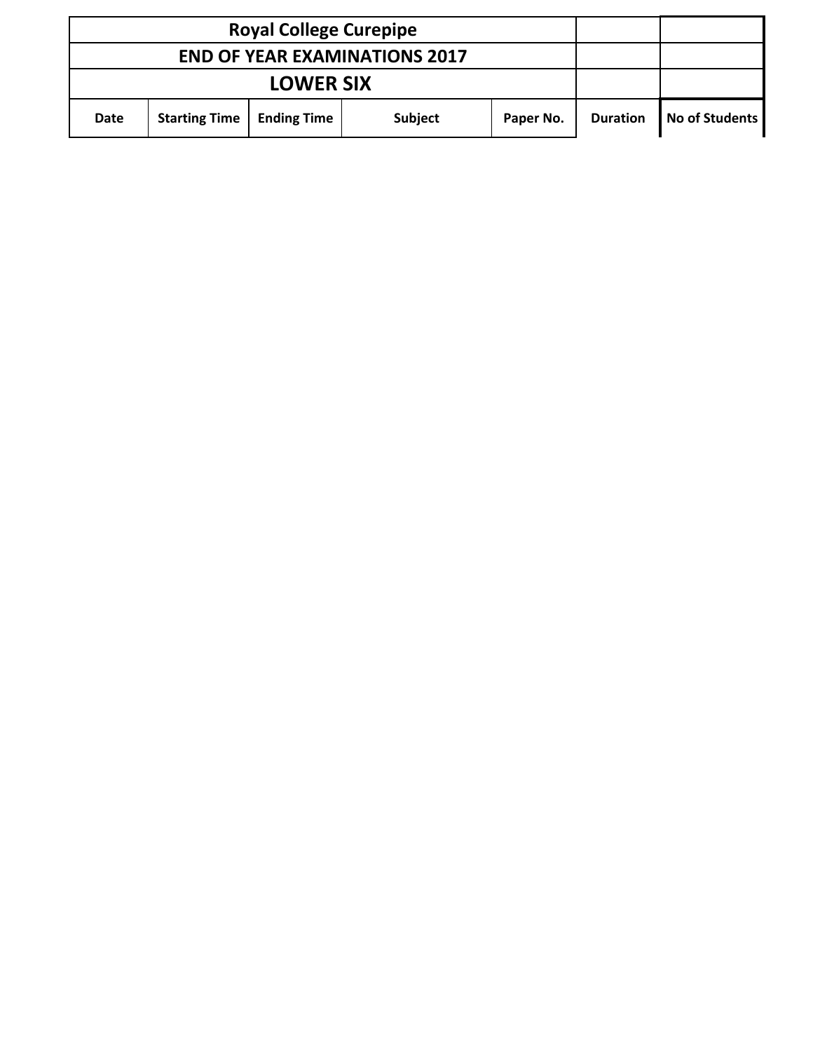| Royal College Curepipe | | | | | | |
|---|---|---|---|---|---|---|
| **END OF YEAR EXAMINATIONS 2017** | | | | | | |
| **LOWER SIX** | | | | | | |
| **Date** | **Starting Time** | **Ending Time** | **Subject** | **Paper No.** | **Duration** | **No of Students** |